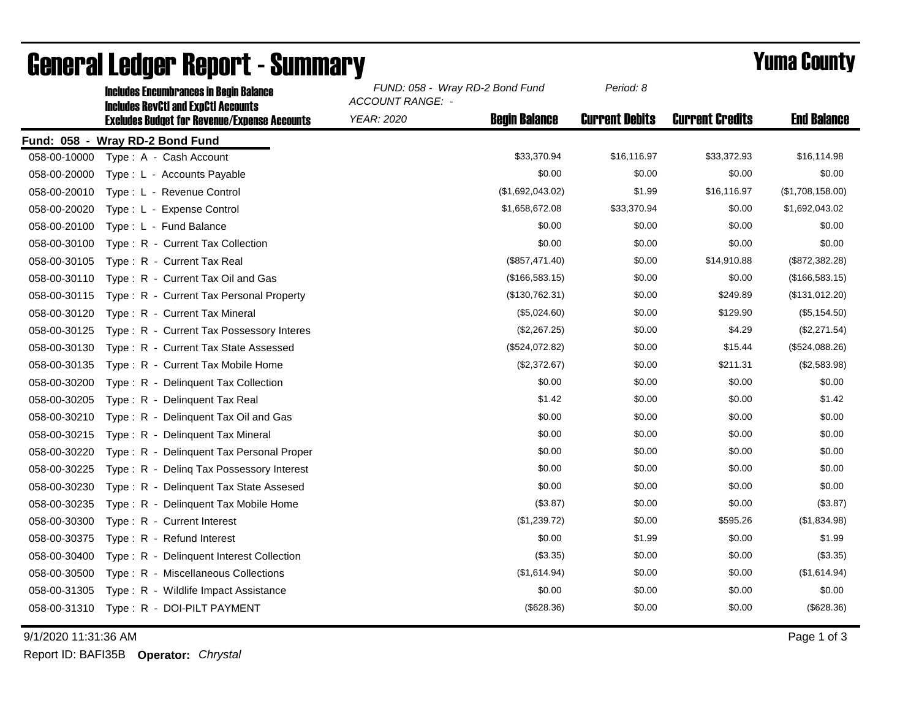# General Ledger Report - Summary

## Yuma County

**Includes Encumbrances in Begin Balance**
**Includes RevCtl and ExpCtl Accounts**
**Excludes Budget for Revenue/Expense Accounts**

*FUND: 058 - Wray RD-2 Bond Fund*
*ACCOUNT RANGE: -*
*YEAR: 2020*
*Period: 8*

**Fund: 058 - Wray RD-2 Bond Fund**

| Account | Description | Begin Balance | Current Debits | Current Credits | End Balance |
|---|---|---|---|---|---|
| 058-00-10000 | Type : A - Cash Account | $33,370.94 | $16,116.97 | $33,372.93 | $16,114.98 |
| 058-00-20000 | Type : L - Accounts Payable | $0.00 | $0.00 | $0.00 | $0.00 |
| 058-00-20010 | Type : L - Revenue Control | ($1,692,043.02) | $1.99 | $16,116.97 | ($1,708,158.00) |
| 058-00-20020 | Type : L - Expense Control | $1,658,672.08 | $33,370.94 | $0.00 | $1,692,043.02 |
| 058-00-20100 | Type : L - Fund Balance | $0.00 | $0.00 | $0.00 | $0.00 |
| 058-00-30100 | Type : R - Current Tax Collection | $0.00 | $0.00 | $0.00 | $0.00 |
| 058-00-30105 | Type : R - Current Tax Real | ($857,471.40) | $0.00 | $14,910.88 | ($872,382.28) |
| 058-00-30110 | Type : R - Current Tax Oil and Gas | ($166,583.15) | $0.00 | $0.00 | ($166,583.15) |
| 058-00-30115 | Type : R - Current Tax Personal Property | ($130,762.31) | $0.00 | $249.89 | ($131,012.20) |
| 058-00-30120 | Type : R - Current Tax Mineral | ($5,024.60) | $0.00 | $129.90 | ($5,154.50) |
| 058-00-30125 | Type : R - Current Tax Possessory Interes | ($2,267.25) | $0.00 | $4.29 | ($2,271.54) |
| 058-00-30130 | Type : R - Current Tax State Assessed | ($524,072.82) | $0.00 | $15.44 | ($524,088.26) |
| 058-00-30135 | Type : R - Current Tax Mobile Home | ($2,372.67) | $0.00 | $211.31 | ($2,583.98) |
| 058-00-30200 | Type : R - Delinquent Tax Collection | $0.00 | $0.00 | $0.00 | $0.00 |
| 058-00-30205 | Type : R - Delinquent Tax Real | $1.42 | $0.00 | $0.00 | $1.42 |
| 058-00-30210 | Type : R - Delinquent Tax Oil and Gas | $0.00 | $0.00 | $0.00 | $0.00 |
| 058-00-30215 | Type : R - Delinquent Tax Mineral | $0.00 | $0.00 | $0.00 | $0.00 |
| 058-00-30220 | Type : R - Delinquent Tax Personal Proper | $0.00 | $0.00 | $0.00 | $0.00 |
| 058-00-30225 | Type : R - Delinq Tax Possessory Interest | $0.00 | $0.00 | $0.00 | $0.00 |
| 058-00-30230 | Type : R - Delinquent Tax State Assesed | $0.00 | $0.00 | $0.00 | $0.00 |
| 058-00-30235 | Type : R - Delinquent Tax Mobile Home | ($3.87) | $0.00 | $0.00 | ($3.87) |
| 058-00-30300 | Type : R - Current Interest | ($1,239.72) | $0.00 | $595.26 | ($1,834.98) |
| 058-00-30375 | Type : R - Refund Interest | $0.00 | $1.99 | $0.00 | $1.99 |
| 058-00-30400 | Type : R - Delinquent Interest Collection | ($3.35) | $0.00 | $0.00 | ($3.35) |
| 058-00-30500 | Type : R - Miscellaneous Collections | ($1,614.94) | $0.00 | $0.00 | ($1,614.94) |
| 058-00-31305 | Type : R - Wildlife Impact Assistance | $0.00 | $0.00 | $0.00 | $0.00 |
| 058-00-31310 | Type : R - DOI-PILT PAYMENT | ($628.36) | $0.00 | $0.00 | ($628.36) |

9/1/2020 11:31:36 AM

Report ID: BAFI35B **Operator:** *Chrystal*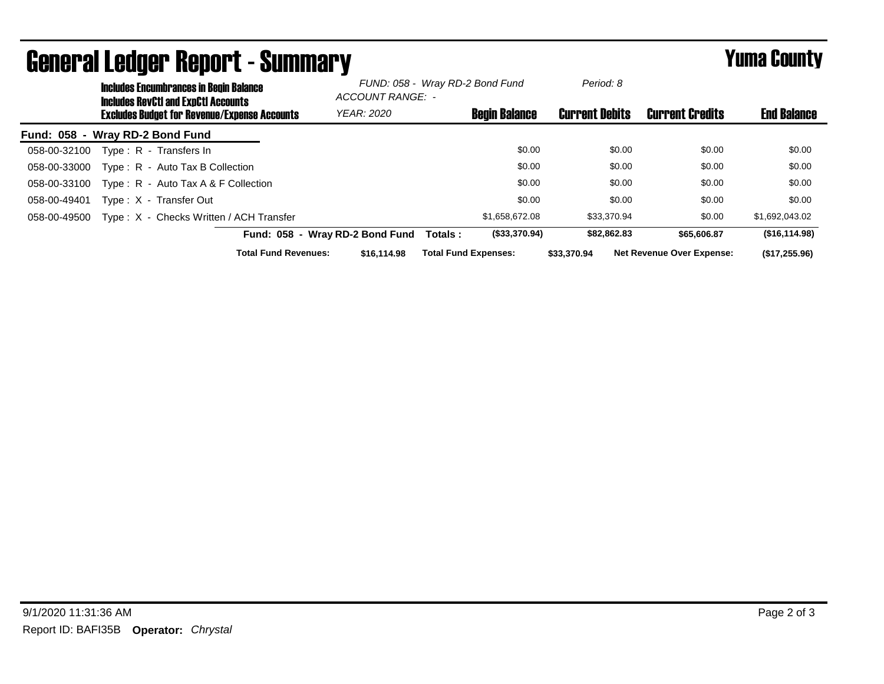# General Ledger Report - Summary

## Yuma County

**Includes Encumbrances in Begin Balance**
**Includes RevCtl and ExpCtl Accounts**
**Excludes Budget for Revenue/Expense Accounts**

*FUND: 058 - Wray RD-2 Bond Fund*
*ACCOUNT RANGE: -*
*YEAR: 2020*
*Period: 8*

**Fund: 058 - Wray RD-2 Bond Fund**

| Account | Description | Begin Balance | Current Debits | Current Credits | End Balance |
|---|---|---|---|---|---|
| 058-00-32100 | Type : R - Transfers In | $0.00 | $0.00 | $0.00 | $0.00 |
| 058-00-33000 | Type : R - Auto Tax B Collection | $0.00 | $0.00 | $0.00 | $0.00 |
| 058-00-33100 | Type : R - Auto Tax A & F Collection | $0.00 | $0.00 | $0.00 | $0.00 |
| 058-00-49401 | Type : X - Transfer Out | $0.00 | $0.00 | $0.00 | $0.00 |
| 058-00-49500 | Type : X - Checks Written / ACH Transfer | $1,658,672.08 | $33,370.94 | $0.00 | $1,692,043.02 |
| | **Fund: 058 - Wray RD-2 Bond Fund Totals :** | **($33,370.94)** | **$82,862.83** | **$65,606.87** | **($16,114.98)** |

**Total Fund Revenues:** **$16,114.98** **Total Fund Expenses:** **$33,370.94** **Net Revenue Over Expense:** **($17,255.96)**

9/1/2020 11:31:36 AM

Report ID: BAFI35B **Operator:** *Chrystal*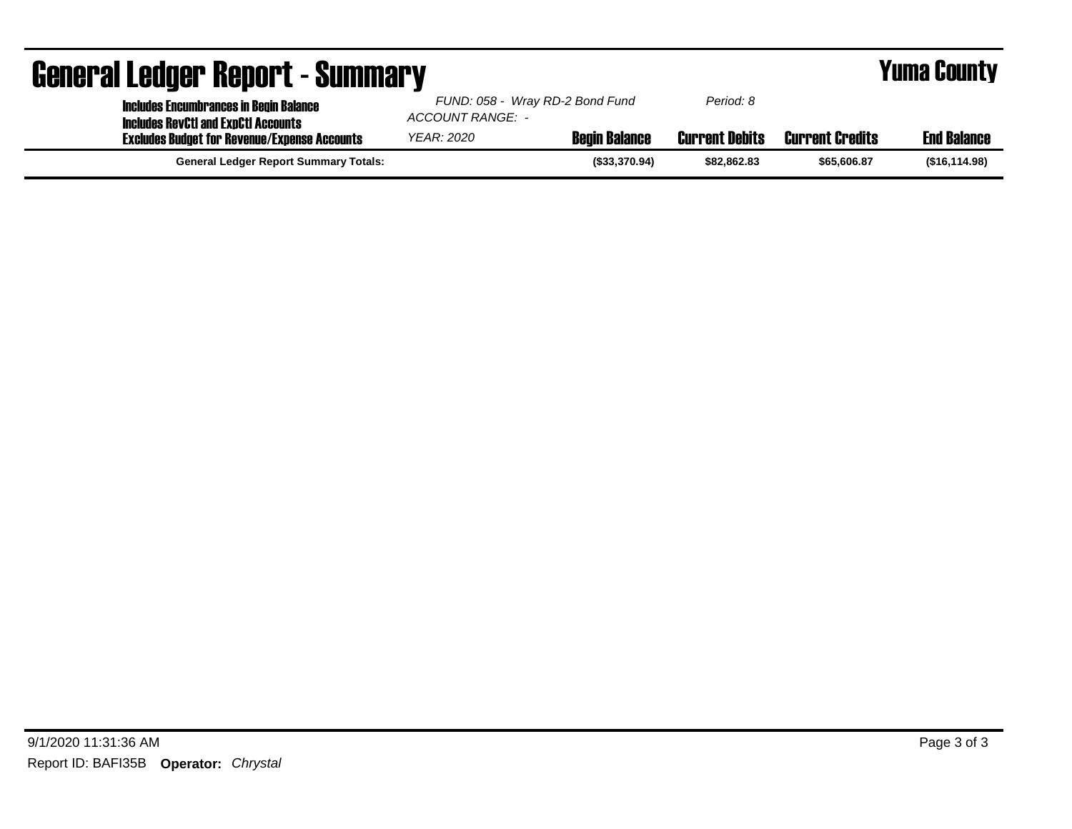# General Ledger Report - Summary

**Yuma County**

**Includes Encumbrances in Begin Balance**
**Includes RevCtl and ExpCtl Accounts**
**Excludes Budget for Revenue/Expense Accounts**

*FUND: 058 - Wray RD-2 Bond Fund*
*ACCOUNT RANGE: -*
*YEAR: 2020*
*Period: 8*

| | Begin Balance | Current Debits | Current Credits | End Balance |
|---|---|---|---|---|
| **General Ledger Report Summary Totals:** | **($33,370.94)** | **$82,862.83** | **$65,606.87** | **($16,114.98)** |

9/1/2020 11:31:36 AM

Report ID: BAFI35B **Operator:** *Chrystal*